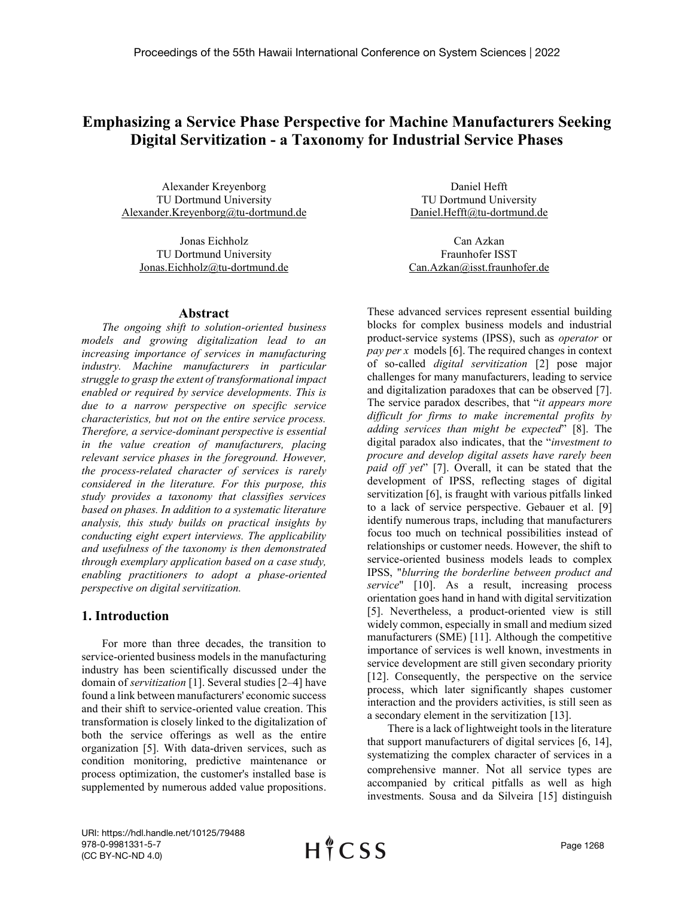# Emphasizing a Service Phase Perspective for Machine Manufacturers Seeking Digital Servitization - a Taxonomy for Industrial Service Phases

Alexander Kreyenborg
TU Dortmund University
Alexander.Kreyenborg@tu-dortmund.de

Daniel Hefft
TU Dortmund University
Daniel.Hefft@tu-dortmund.de

Jonas Eichholz
TU Dortmund University
Jonas.Eichholz@tu-dortmund.de

Can Azkan
Fraunhofer ISST
Can.Azkan@isst.fraunhofer.de

## Abstract

*The ongoing shift to solution-oriented business models and growing digitalization lead to an increasing importance of services in manufacturing industry. Machine manufacturers in particular struggle to grasp the extent of transformational impact enabled or required by service developments. This is due to a narrow perspective on specific service characteristics, but not on the entire service process. Therefore, a service-dominant perspective is essential in the value creation of manufacturers, placing relevant service phases in the foreground. However, the process-related character of services is rarely considered in the literature. For this purpose, this study provides a taxonomy that classifies services based on phases. In addition to a systematic literature analysis, this study builds on practical insights by conducting eight expert interviews. The applicability and usefulness of the taxonomy is then demonstrated through exemplary application based on a case study, enabling practitioners to adopt a phase-oriented perspective on digital servitization.*

## 1. Introduction

For more than three decades, the transition to service-oriented business models in the manufacturing industry has been scientifically discussed under the domain of *servitization* [1]. Several studies [2–4] have found a link between manufacturers' economic success and their shift to service-oriented value creation. This transformation is closely linked to the digitalization of both the service offerings as well as the entire organization [5]. With data-driven services, such as condition monitoring, predictive maintenance or process optimization, the customer's installed base is supplemented by numerous added value propositions. These advanced services represent essential building blocks for complex business models and industrial product-service systems (IPSS), such as *operator* or *pay per x* models [6]. The required changes in context of so-called *digital servitization* [2] pose major challenges for many manufacturers, leading to service and digitalization paradoxes that can be observed [7]. The service paradox describes, that "*it appears more difficult for firms to make incremental profits by adding services than might be expected*" [8]. The digital paradox also indicates, that the "*investment to procure and develop digital assets have rarely been paid off yet*" [7]. Overall, it can be stated that the development of IPSS, reflecting stages of digital servitization [6], is fraught with various pitfalls linked to a lack of service perspective. Gebauer et al. [9] identify numerous traps, including that manufacturers focus too much on technical possibilities instead of relationships or customer needs. However, the shift to service-oriented business models leads to complex IPSS, "*blurring the borderline between product and service*" [10]. As a result, increasing process orientation goes hand in hand with digital servitization [5]. Nevertheless, a product-oriented view is still widely common, especially in small and medium sized manufacturers (SME) [11]. Although the competitive importance of services is well known, investments in service development are still given secondary priority [12]. Consequently, the perspective on the service process, which later significantly shapes customer interaction and the providers activities, is still seen as a secondary element in the servitization [13].

There is a lack of lightweight tools in the literature that support manufacturers of digital services [6, 14], systematizing the complex character of services in a comprehensive manner. Not all service types are accompanied by critical pitfalls as well as high investments. Sousa and da Silveira [15] distinguish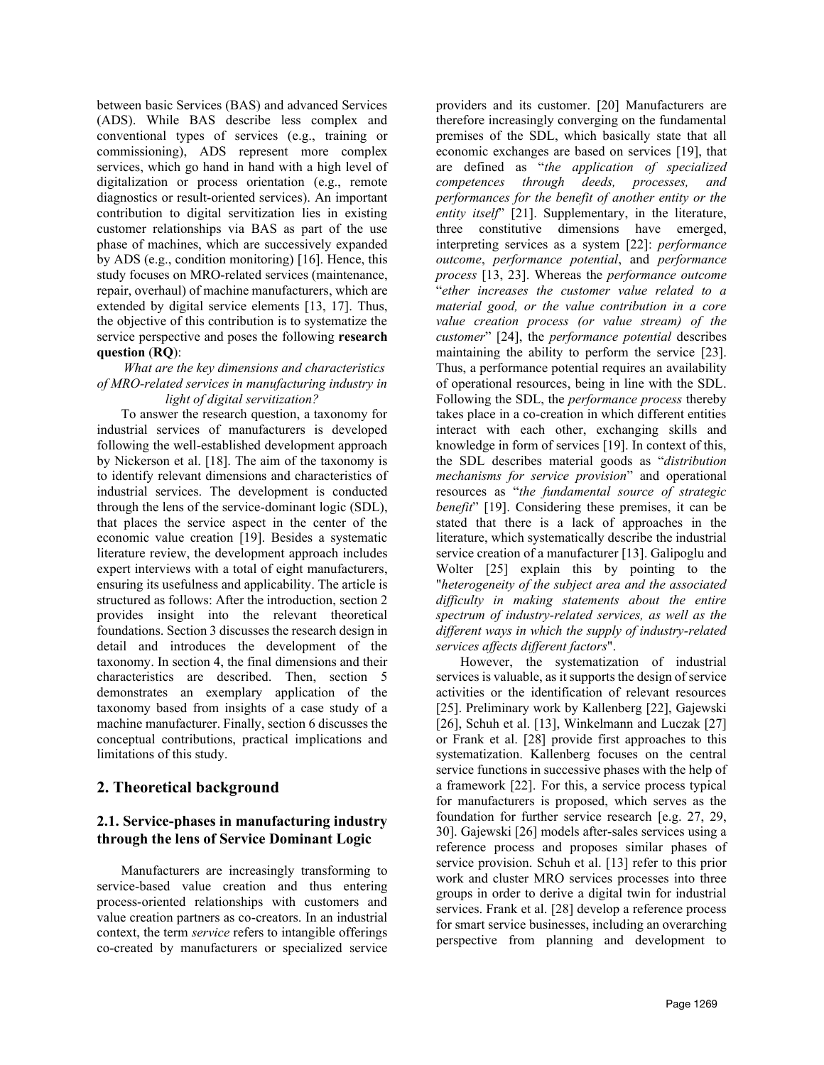between basic Services (BAS) and advanced Services (ADS). While BAS describe less complex and conventional types of services (e.g., training or commissioning), ADS represent more complex services, which go hand in hand with a high level of digitalization or process orientation (e.g., remote diagnostics or result-oriented services). An important contribution to digital servitization lies in existing customer relationships via BAS as part of the use phase of machines, which are successively expanded by ADS (e.g., condition monitoring) [16]. Hence, this study focuses on MRO-related services (maintenance, repair, overhaul) of machine manufacturers, which are extended by digital service elements [13, 17]. Thus, the objective of this contribution is to systematize the service perspective and poses the following **research question** (**RQ**):

*What are the key dimensions and characteristics of MRO-related services in manufacturing industry in light of digital servitization?*

To answer the research question, a taxonomy for industrial services of manufacturers is developed following the well-established development approach by Nickerson et al. [18]. The aim of the taxonomy is to identify relevant dimensions and characteristics of industrial services. The development is conducted through the lens of the service-dominant logic (SDL), that places the service aspect in the center of the economic value creation [19]. Besides a systematic literature review, the development approach includes expert interviews with a total of eight manufacturers, ensuring its usefulness and applicability. The article is structured as follows: After the introduction, section 2 provides insight into the relevant theoretical foundations. Section 3 discusses the research design in detail and introduces the development of the taxonomy. In section 4, the final dimensions and their characteristics are described. Then, section 5 demonstrates an exemplary application of the taxonomy based from insights of a case study of a machine manufacturer. Finally, section 6 discusses the conceptual contributions, practical implications and limitations of this study.

## 2. Theoretical background

### 2.1. Service-phases in manufacturing industry through the lens of Service Dominant Logic

Manufacturers are increasingly transforming to service-based value creation and thus entering process-oriented relationships with customers and value creation partners as co-creators. In an industrial context, the term *service* refers to intangible offerings co-created by manufacturers or specialized service providers and its customer. [20] Manufacturers are therefore increasingly converging on the fundamental premises of the SDL, which basically state that all economic exchanges are based on services [19], that are defined as "*the application of specialized competences through deeds, processes, and performances for the benefit of another entity or the entity itself*" [21]. Supplementary, in the literature, three constitutive dimensions have emerged, interpreting services as a system [22]: *performance outcome*, *performance potential*, and *performance process* [13, 23]. Whereas the *performance outcome* "*ether increases the customer value related to a material good, or the value contribution in a core value creation process (or value stream) of the customer*" [24], the *performance potential* describes maintaining the ability to perform the service [23]. Thus, a performance potential requires an availability of operational resources, being in line with the SDL. Following the SDL, the *performance process* thereby takes place in a co-creation in which different entities interact with each other, exchanging skills and knowledge in form of services [19]. In context of this, the SDL describes material goods as "*distribution mechanisms for service provision*" and operational resources as "*the fundamental source of strategic benefit*" [19]. Considering these premises, it can be stated that there is a lack of approaches in the literature, which systematically describe the industrial service creation of a manufacturer [13]. Galipoglu and Wolter [25] explain this by pointing to the "*heterogeneity of the subject area and the associated difficulty in making statements about the entire spectrum of industry-related services, as well as the different ways in which the supply of industry-related services affects different factors*".

However, the systematization of industrial services is valuable, as it supports the design of service activities or the identification of relevant resources [25]. Preliminary work by Kallenberg [22], Gajewski [26], Schuh et al. [13], Winkelmann and Luczak [27] or Frank et al. [28] provide first approaches to this systematization. Kallenberg focuses on the central service functions in successive phases with the help of a framework [22]. For this, a service process typical for manufacturers is proposed, which serves as the foundation for further service research [e.g. 27, 29, 30]. Gajewski [26] models after-sales services using a reference process and proposes similar phases of service provision. Schuh et al. [13] refer to this prior work and cluster MRO services processes into three groups in order to derive a digital twin for industrial services. Frank et al. [28] develop a reference process for smart service businesses, including an overarching perspective from planning and development to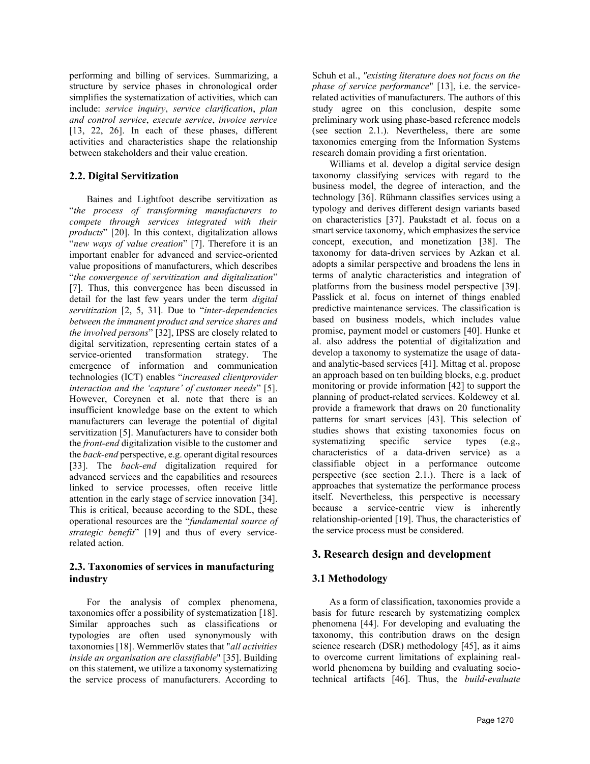performing and billing of services. Summarizing, a structure by service phases in chronological order simplifies the systematization of activities, which can include: *service inquiry*, *service clarification*, *plan and control service*, *execute service*, *invoice service* [13, 22, 26]. In each of these phases, different activities and characteristics shape the relationship between stakeholders and their value creation.

## 2.2. Digital Servitization

Baines and Lightfoot describe servitization as "*the process of transforming manufacturers to compete through services integrated with their products*" [20]. In this context, digitalization allows "*new ways of value creation*" [7]. Therefore it is an important enabler for advanced and service-oriented value propositions of manufacturers, which describes "*the convergence of servitization and digitalization*" [7]. Thus, this convergence has been discussed in detail for the last few years under the term *digital servitization* [2, 5, 31]. Due to "*inter-dependencies between the immanent product and service shares and the involved persons*" [32], IPSS are closely related to digital servitization, representing certain states of a service-oriented transformation strategy. The emergence of information and communication technologies (ICT) enables "*increased clientprovider interaction and the 'capture' of customer needs*" [5]. However, Coreynen et al. note that there is an insufficient knowledge base on the extent to which manufacturers can leverage the potential of digital servitization [5]. Manufacturers have to consider both the *front-end* digitalization visible to the customer and the *back-end* perspective, e.g. operant digital resources [33]. The *back-end* digitalization required for advanced services and the capabilities and resources linked to service processes, often receive little attention in the early stage of service innovation [34]. This is critical, because according to the SDL, these operational resources are the "*fundamental source of strategic benefit*" [19] and thus of every service-related action.

## 2.3. Taxonomies of services in manufacturing industry

For the analysis of complex phenomena, taxonomies offer a possibility of systematization [18]. Similar approaches such as classifications or typologies are often used synonymously with taxonomies [18]. Wemmerlöv states that "*all activities inside an organisation are classifiable*" [35]. Building on this statement, we utilize a taxonomy systematizing the service process of manufacturers. According to Schuh et al., *"existing literature does not focus on the phase of service performance*" [13], i.e. the service-related activities of manufacturers. The authors of this study agree on this conclusion, despite some preliminary work using phase-based reference models (see section 2.1.). Nevertheless, there are some taxonomies emerging from the Information Systems research domain providing a first orientation.

Williams et al. develop a digital service design taxonomy classifying services with regard to the business model, the degree of interaction, and the technology [36]. Rühmann classifies services using a typology and derives different design variants based on characteristics [37]. Paukstadt et al. focus on a smart service taxonomy, which emphasizes the service concept, execution, and monetization [38]. The taxonomy for data-driven services by Azkan et al. adopts a similar perspective and broadens the lens in terms of analytic characteristics and integration of platforms from the business model perspective [39]. Passlick et al. focus on internet of things enabled predictive maintenance services. The classification is based on business models, which includes value promise, payment model or customers [40]. Hunke et al. also address the potential of digitalization and develop a taxonomy to systematize the usage of data- and analytic-based services [41]. Mittag et al. propose an approach based on ten building blocks, e.g. product monitoring or provide information [42] to support the planning of product-related services. Koldewey et al. provide a framework that draws on 20 functionality patterns for smart services [43]. This selection of studies shows that existing taxonomies focus on systematizing specific service types (e.g., characteristics of a data-driven service) as a classifiable object in a performance outcome perspective (see section 2.1.). There is a lack of approaches that systematize the performance process itself. Nevertheless, this perspective is necessary because a service-centric view is inherently relationship-oriented [19]. Thus, the characteristics of the service process must be considered.

# 3. Research design and development

## 3.1 Methodology

As a form of classification, taxonomies provide a basis for future research by systematizing complex phenomena [44]. For developing and evaluating the taxonomy, this contribution draws on the design science research (DSR) methodology [45], as it aims to overcome current limitations of explaining real-world phenomena by building and evaluating socio-technical artifacts [46]. Thus, the *build-evaluate*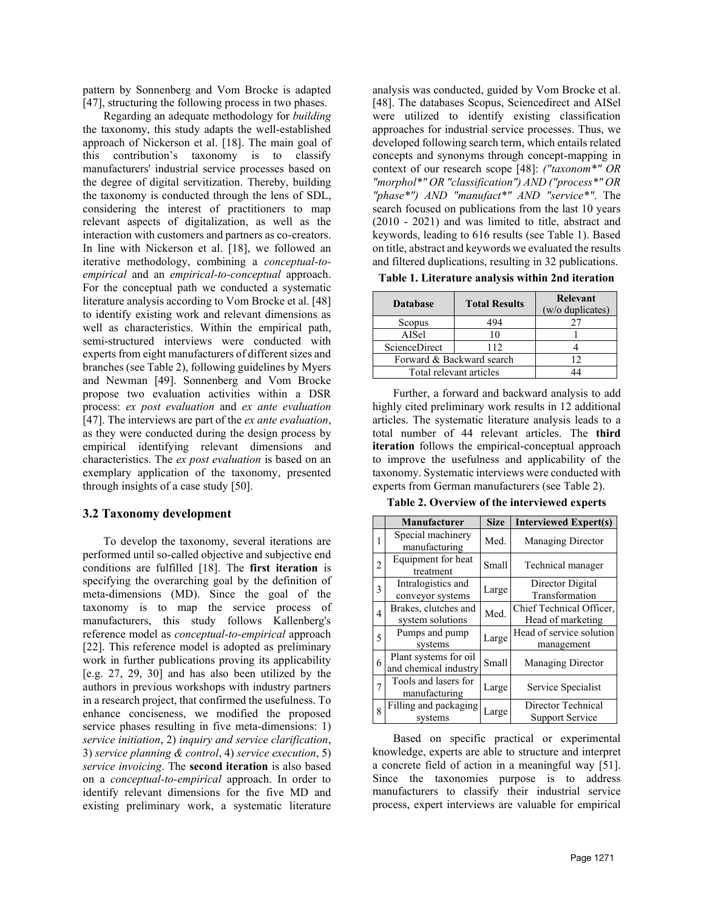pattern by Sonnenberg and Vom Brocke is adapted [47], structuring the following process in two phases.

Regarding an adequate methodology for *building* the taxonomy, this study adapts the well-established approach of Nickerson et al. [18]. The main goal of this contribution's taxonomy is to classify manufacturers' industrial service processes based on the degree of digital servitization. Thereby, building the taxonomy is conducted through the lens of SDL, considering the interest of practitioners to map relevant aspects of digitalization, as well as the interaction with customers and partners as co-creators. In line with Nickerson et al. [18], we followed an iterative methodology, combining a *conceptual-to-empirical* and an *empirical-to-conceptual* approach. For the conceptual path we conducted a systematic literature analysis according to Vom Brocke et al. [48] to identify existing work and relevant dimensions as well as characteristics. Within the empirical path, semi-structured interviews were conducted with experts from eight manufacturers of different sizes and branches (see Table 2), following guidelines by Myers and Newman [49]. Sonnenberg and Vom Brocke propose two evaluation activities within a DSR process: *ex post evaluation* and *ex ante evaluation* [47]. The interviews are part of the *ex ante evaluation*, as they were conducted during the design process by empirical identifying relevant dimensions and characteristics. The *ex post evaluation* is based on an exemplary application of the taxonomy, presented through insights of a case study [50].

### 3.2 Taxonomy development

To develop the taxonomy, several iterations are performed until so-called objective and subjective end conditions are fulfilled [18]. The **first iteration** is specifying the overarching goal by the definition of meta-dimensions (MD). Since the goal of the taxonomy is to map the service process of manufacturers, this study follows Kallenberg's reference model as *conceptual-to-empirical* approach [22]. This reference model is adopted as preliminary work in further publications proving its applicability [e.g. 27, 29, 30] and has also been utilized by the authors in previous workshops with industry partners in a research project, that confirmed the usefulness. To enhance conciseness, we modified the proposed service phases resulting in five meta-dimensions: 1) *service initiation*, 2) *inquiry and service clarification*, 3) *service planning & control*, 4) *service execution*, 5) *service invoicing*. The **second iteration** is also based on a *conceptual-to-empirical* approach. In order to identify relevant dimensions for the five MD and existing preliminary work, a systematic literature analysis was conducted, guided by Vom Brocke et al. [48]. The databases Scopus, Sciencedirect and AISel were utilized to identify existing classification approaches for industrial service processes. Thus, we developed following search term, which entails related concepts and synonyms through concept-mapping in context of our research scope [48]: *("taxonom*" OR "morphol*" OR "classification") AND ("process*" OR "phase*") AND "manufact*" AND "service*"*. The search focused on publications from the last 10 years (2010 - 2021) and was limited to title, abstract and keywords, leading to 616 results (see Table 1). Based on title, abstract and keywords we evaluated the results and filtered duplications, resulting in 32 publications.

**Table 1. Literature analysis within 2nd iteration**

| Database | Total Results | Relevant (w/o duplicates) |
|---|---|---|
| Scopus | 494 | 27 |
| AISel | 10 | 1 |
| ScienceDirect | 112 | 4 |
| Forward & Backward search | | 12 |
| Total relevant articles | | 44 |

Further, a forward and backward analysis to add highly cited preliminary work results in 12 additional articles. The systematic literature analysis leads to a total number of 44 relevant articles. The **third iteration** follows the empirical-conceptual approach to improve the usefulness and applicability of the taxonomy. Systematic interviews were conducted with experts from German manufacturers (see Table 2).

**Table 2. Overview of the interviewed experts**

| | Manufacturer | Size | Interviewed Expert(s) |
|---|---|---|---|
| 1 | Special machinery manufacturing | Med. | Managing Director |
| 2 | Equipment for heat treatment | Small | Technical manager |
| 3 | Intralogistics and conveyor systems | Large | Director Digital Transformation |
| 4 | Brakes, clutches and system solutions | Med. | Chief Technical Officer, Head of marketing |
| 5 | Pumps and pump systems | Large | Head of service solution management |
| 6 | Plant systems for oil and chemical industry | Small | Managing Director |
| 7 | Tools and lasers for manufacturing | Large | Service Specialist |
| 8 | Filling and packaging systems | Large | Director Technical Support Service |

Based on specific practical or experimental knowledge, experts are able to structure and interpret a concrete field of action in a meaningful way [51]. Since the taxonomies purpose is to address manufacturers to classify their industrial service process, expert interviews are valuable for empirical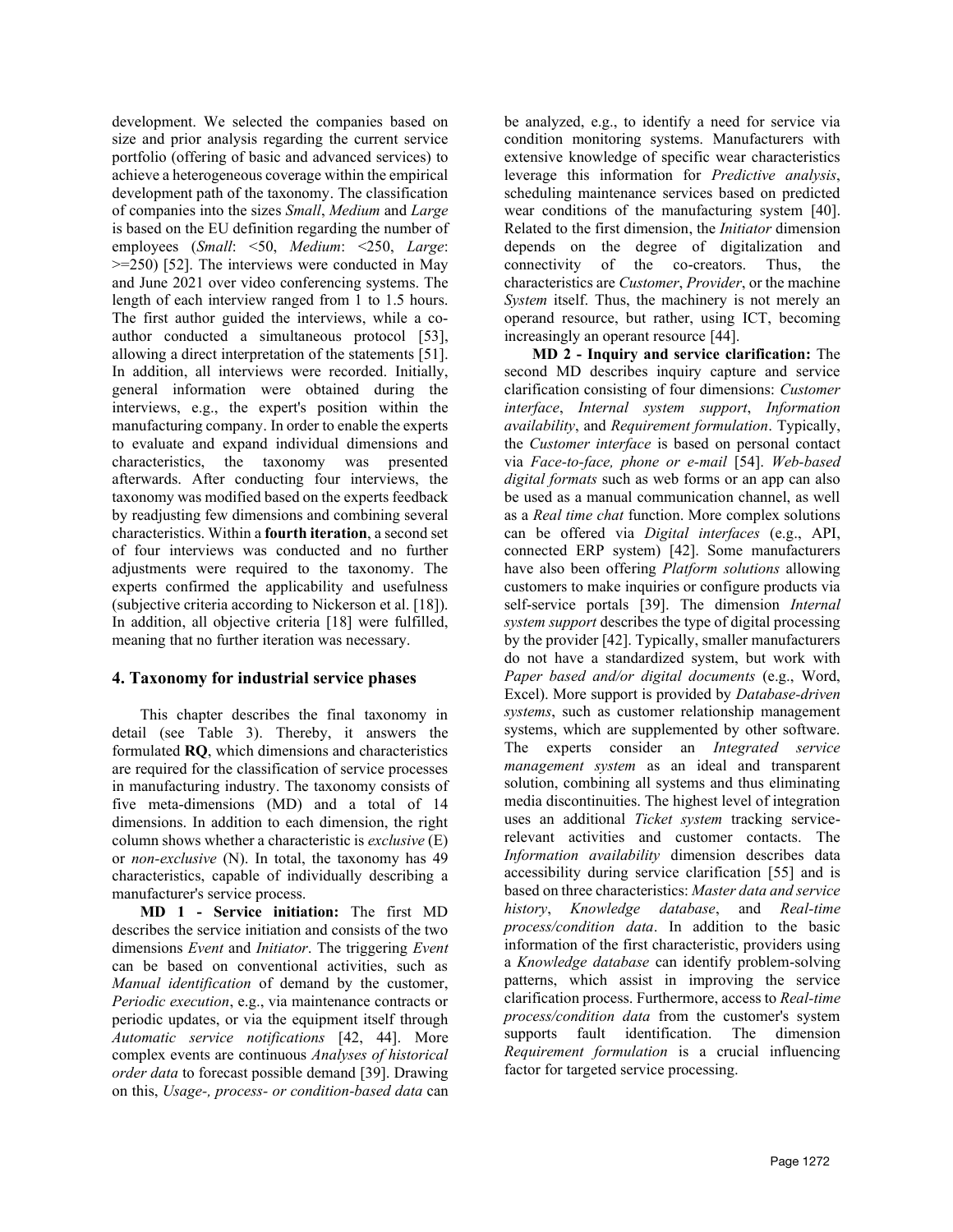development. We selected the companies based on size and prior analysis regarding the current service portfolio (offering of basic and advanced services) to achieve a heterogeneous coverage within the empirical development path of the taxonomy. The classification of companies into the sizes *Small*, *Medium* and *Large* is based on the EU definition regarding the number of employees (*Small*: <50, *Medium*: <250, *Large*: >=250) [52]. The interviews were conducted in May and June 2021 over video conferencing systems. The length of each interview ranged from 1 to 1.5 hours. The first author guided the interviews, while a co-author conducted a simultaneous protocol [53], allowing a direct interpretation of the statements [51]. In addition, all interviews were recorded. Initially, general information were obtained during the interviews, e.g., the expert's position within the manufacturing company. In order to enable the experts to evaluate and expand individual dimensions and characteristics, the taxonomy was presented afterwards. After conducting four interviews, the taxonomy was modified based on the experts feedback by readjusting few dimensions and combining several characteristics. Within a **fourth iteration**, a second set of four interviews was conducted and no further adjustments were required to the taxonomy. The experts confirmed the applicability and usefulness (subjective criteria according to Nickerson et al. [18]). In addition, all objective criteria [18] were fulfilled, meaning that no further iteration was necessary.

## 4. Taxonomy for industrial service phases

This chapter describes the final taxonomy in detail (see Table 3). Thereby, it answers the formulated **RQ**, which dimensions and characteristics are required for the classification of service processes in manufacturing industry. The taxonomy consists of five meta-dimensions (MD) and a total of 14 dimensions. In addition to each dimension, the right column shows whether a characteristic is *exclusive* (E) or *non-exclusive* (N). In total, the taxonomy has 49 characteristics, capable of individually describing a manufacturer's service process.

**MD 1 - Service initiation:** The first MD describes the service initiation and consists of the two dimensions *Event* and *Initiator*. The triggering *Event* can be based on conventional activities, such as *Manual identification* of demand by the customer, *Periodic execution*, e.g., via maintenance contracts or periodic updates, or via the equipment itself through *Automatic service notifications* [42, 44]. More complex events are continuous *Analyses of historical order data* to forecast possible demand [39]. Drawing on this, *Usage-, process- or condition-based data* can be analyzed, e.g., to identify a need for service via condition monitoring systems. Manufacturers with extensive knowledge of specific wear characteristics leverage this information for *Predictive analysis*, scheduling maintenance services based on predicted wear conditions of the manufacturing system [40]. Related to the first dimension, the *Initiator* dimension depends on the degree of digitalization and connectivity of the co-creators. Thus, the characteristics are *Customer*, *Provider*, or the machine *System* itself. Thus, the machinery is not merely an operand resource, but rather, using ICT, becoming increasingly an operant resource [44].

**MD 2 - Inquiry and service clarification:** The second MD describes inquiry capture and service clarification consisting of four dimensions: *Customer interface*, *Internal system support*, *Information availability*, and *Requirement formulation*. Typically, the *Customer interface* is based on personal contact via *Face-to-face, phone or e-mail* [54]. *Web-based digital formats* such as web forms or an app can also be used as a manual communication channel, as well as a *Real time chat* function. More complex solutions can be offered via *Digital interfaces* (e.g., API, connected ERP system) [42]. Some manufacturers have also been offering *Platform solutions* allowing customers to make inquiries or configure products via self-service portals [39]. The dimension *Internal system support* describes the type of digital processing by the provider [42]. Typically, smaller manufacturers do not have a standardized system, but work with *Paper based and/or digital documents* (e.g., Word, Excel). More support is provided by *Database-driven systems*, such as customer relationship management systems, which are supplemented by other software. The experts consider an *Integrated service management system* as an ideal and transparent solution, combining all systems and thus eliminating media discontinuities. The highest level of integration uses an additional *Ticket system* tracking service-relevant activities and customer contacts. The *Information availability* dimension describes data accessibility during service clarification [55] and is based on three characteristics: *Master data and service history*, *Knowledge database*, and *Real-time process/condition data*. In addition to the basic information of the first characteristic, providers using a *Knowledge database* can identify problem-solving patterns, which assist in improving the service clarification process. Furthermore, access to *Real-time process/condition data* from the customer's system supports fault identification. The dimension *Requirement formulation* is a crucial influencing factor for targeted service processing.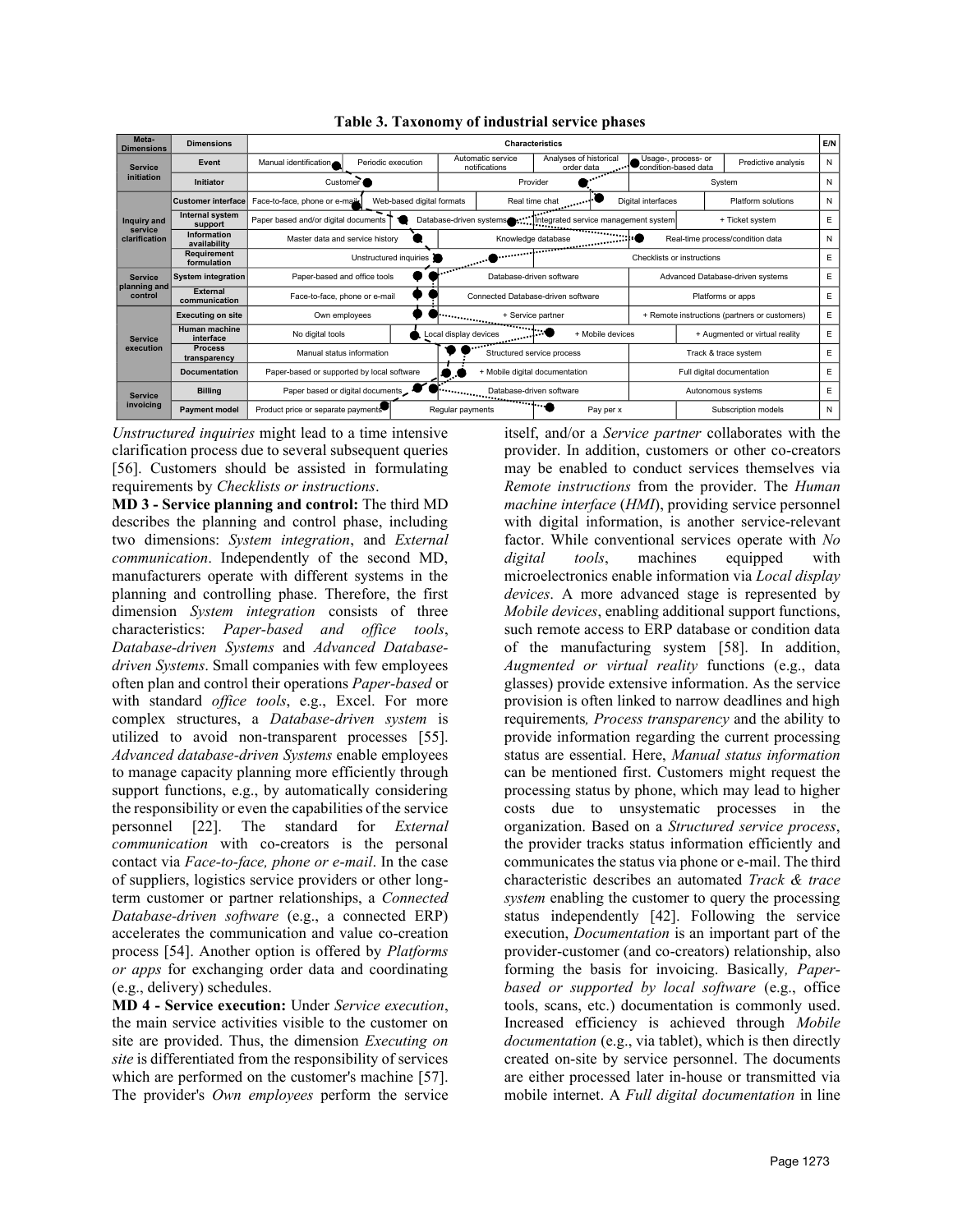**Table 3. Taxonomy of industrial service phases**

| Meta-Dimensions | Dimensions | Characteristics | | | | | | E/N |
|---|---|---|---|---|---|---|---|---|
| Service initiation | Event | Manual identification | Periodic execution | Automatic service notifications | Analyses of historical order data | Usage-, process- or condition-based data | Predictive analysis | N |
| | Initiator | Customer | | Provider | | System | | N |
| Inquiry and service clarification | Customer interface | Face-to-face, phone or e-mail | Web-based digital formats | Real time chat | Digital interfaces | Platform solutions | | N |
| | Internal system support | Paper based and/or digital documents | Database-driven systems | Integrated service management system | + Ticket system | | | E |
| | Information availability | Master data and service history | Knowledge database | Real-time process/condition data | | | | N |
| | Requirement formulation | Unstructured inquiries | Checklists or instructions | | | | | E |
| Service planning and control | System integration | Paper-based and office tools | Database-driven software | Advanced Database-driven systems | | | | E |
| | External communication | Face-to-face, phone or e-mail | Connected Database-driven software | Platforms or apps | | | | E |
| Service execution | Executing on site | Own employees | + Service partner | + Remote instructions (partners or customers) | | | | E |
| | Human machine interface | No digital tools | Local display devices | + Mobile devices | + Augmented or virtual reality | | | E |
| | Process transparency | Manual status information | Structured service process | Track & trace system | | | | E |
| | Documentation | Paper-based or supported by local software | + Mobile digital documentation | Full digital documentation | | | | E |
| Service invoicing | Billing | Paper based or digital documents | Database-driven software | Autonomous systems | | | | E |
| | Payment model | Product price or separate payments | Regular payments | Pay per x | Subscription models | | | N |

*Unstructured inquiries* might lead to a time intensive clarification process due to several subsequent queries [56]. Customers should be assisted in formulating requirements by *Checklists or instructions*.

**MD 3 - Service planning and control:** The third MD describes the planning and control phase, including two dimensions: *System integration*, and *External communication*. Independently of the second MD, manufacturers operate with different systems in the planning and controlling phase. Therefore, the first dimension *System integration* consists of three characteristics: *Paper-based and office tools*, *Database-driven Systems* and *Advanced Database-driven Systems*. Small companies with few employees often plan and control their operations *Paper-based* or with standard *office tools*, e.g., Excel. For more complex structures, a *Database-driven system* is utilized to avoid non-transparent processes [55]. *Advanced database-driven Systems* enable employees to manage capacity planning more efficiently through support functions, e.g., by automatically considering the responsibility or even the capabilities of the service personnel [22]. The standard for *External communication* with co-creators is the personal contact via *Face-to-face, phone or e-mail*. In the case of suppliers, logistics service providers or other long-term customer or partner relationships, a *Connected Database-driven software* (e.g., a connected ERP) accelerates the communication and value co-creation process [54]. Another option is offered by *Platforms or apps* for exchanging order data and coordinating (e.g., delivery) schedules.

**MD 4 - Service execution:** Under *Service execution*, the main service activities visible to the customer on site are provided. Thus, the dimension *Executing on site* is differentiated from the responsibility of services which are performed on the customer's machine [57]. The provider's *Own employees* perform the service itself, and/or a *Service partner* collaborates with the provider. In addition, customers or other co-creators may be enabled to conduct services themselves via *Remote instructions* from the provider. The *Human machine interface* (*HMI*), providing service personnel with digital information, is another service-relevant factor. While conventional services operate with *No digital tools*, machines equipped with microelectronics enable information via *Local display devices*. A more advanced stage is represented by *Mobile devices*, enabling additional support functions, such remote access to ERP database or condition data of the manufacturing system [58]. In addition, *Augmented or virtual reality* functions (e.g., data glasses) provide extensive information. As the service provision is often linked to narrow deadlines and high requirements*, Process transparency* and the ability to provide information regarding the current processing status are essential. Here, *Manual status information* can be mentioned first. Customers might request the processing status by phone, which may lead to higher costs due to unsystematic processes in the organization. Based on a *Structured service process*, the provider tracks status information efficiently and communicates the status via phone or e-mail. The third characteristic describes an automated *Track & trace system* enabling the customer to query the processing status independently [42]. Following the service execution, *Documentation* is an important part of the provider-customer (and co-creators) relationship, also forming the basis for invoicing. Basically*, Paper-based or supported by local software* (e.g., office tools, scans, etc.) documentation is commonly used. Increased efficiency is achieved through *Mobile documentation* (e.g., via tablet), which is then directly created on-site by service personnel. The documents are either processed later in-house or transmitted via mobile internet. A *Full digital documentation* in line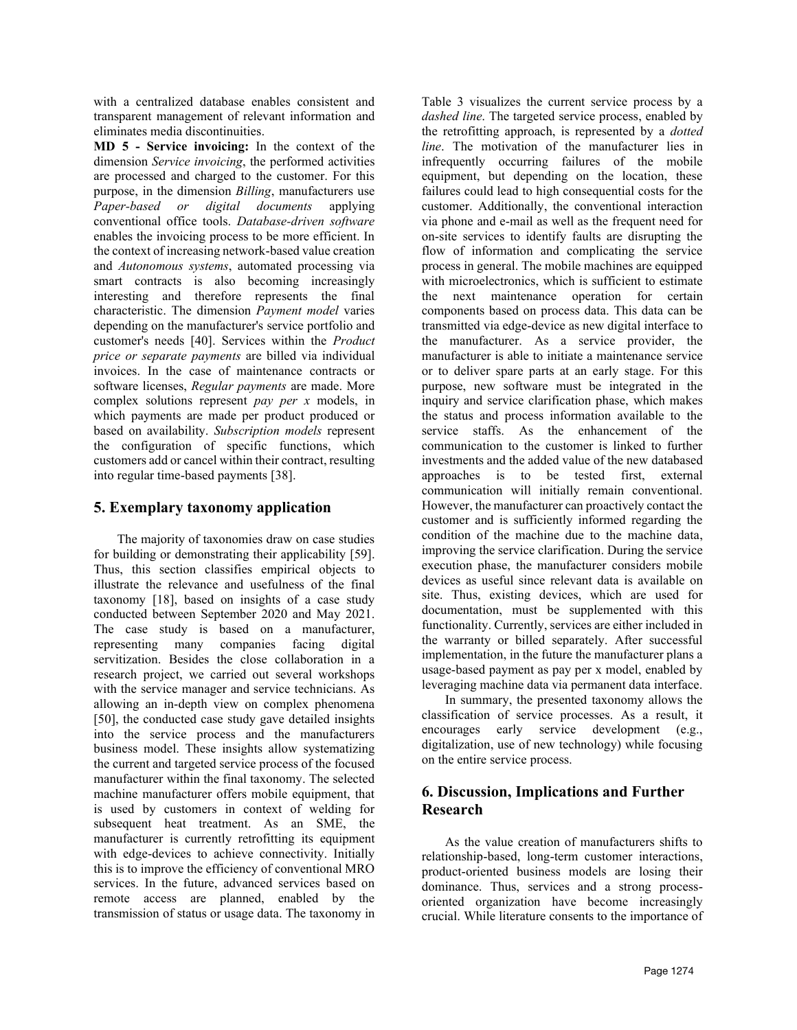with a centralized database enables consistent and transparent management of relevant information and eliminates media discontinuities.

**MD 5 - Service invoicing:** In the context of the dimension *Service invoicing*, the performed activities are processed and charged to the customer. For this purpose, in the dimension *Billing*, manufacturers use *Paper-based or digital documents* applying conventional office tools. *Database-driven software* enables the invoicing process to be more efficient. In the context of increasing network-based value creation and *Autonomous systems*, automated processing via smart contracts is also becoming increasingly interesting and therefore represents the final characteristic. The dimension *Payment model* varies depending on the manufacturer's service portfolio and customer's needs [40]. Services within the *Product price or separate payments* are billed via individual invoices. In the case of maintenance contracts or software licenses, *Regular payments* are made. More complex solutions represent *pay per x* models, in which payments are made per product produced or based on availability. *Subscription models* represent the configuration of specific functions, which customers add or cancel within their contract, resulting into regular time-based payments [38].

## 5. Exemplary taxonomy application

The majority of taxonomies draw on case studies for building or demonstrating their applicability [59]. Thus, this section classifies empirical objects to illustrate the relevance and usefulness of the final taxonomy [18], based on insights of a case study conducted between September 2020 and May 2021. The case study is based on a manufacturer, representing many companies facing digital servitization. Besides the close collaboration in a research project, we carried out several workshops with the service manager and service technicians. As allowing an in-depth view on complex phenomena [50], the conducted case study gave detailed insights into the service process and the manufacturers business model. These insights allow systematizing the current and targeted service process of the focused manufacturer within the final taxonomy. The selected machine manufacturer offers mobile equipment, that is used by customers in context of welding for subsequent heat treatment. As an SME, the manufacturer is currently retrofitting its equipment with edge-devices to achieve connectivity. Initially this is to improve the efficiency of conventional MRO services. In the future, advanced services based on remote access are planned, enabled by the transmission of status or usage data. The taxonomy in Table 3 visualizes the current service process by a *dashed line*. The targeted service process, enabled by the retrofitting approach, is represented by a *dotted line*. The motivation of the manufacturer lies in infrequently occurring failures of the mobile equipment, but depending on the location, these failures could lead to high consequential costs for the customer. Additionally, the conventional interaction via phone and e-mail as well as the frequent need for on-site services to identify faults are disrupting the flow of information and complicating the service process in general. The mobile machines are equipped with microelectronics, which is sufficient to estimate the next maintenance operation for certain components based on process data. This data can be transmitted via edge-device as new digital interface to the manufacturer. As a service provider, the manufacturer is able to initiate a maintenance service or to deliver spare parts at an early stage. For this purpose, new software must be integrated in the inquiry and service clarification phase, which makes the status and process information available to the service staffs. As the enhancement of the communication to the customer is linked to further investments and the added value of the new databased approaches is to be tested first, external communication will initially remain conventional. However, the manufacturer can proactively contact the customer and is sufficiently informed regarding the condition of the machine due to the machine data, improving the service clarification. During the service execution phase, the manufacturer considers mobile devices as useful since relevant data is available on site. Thus, existing devices, which are used for documentation, must be supplemented with this functionality. Currently, services are either included in the warranty or billed separately. After successful implementation, in the future the manufacturer plans a usage-based payment as pay per x model, enabled by leveraging machine data via permanent data interface.

In summary, the presented taxonomy allows the classification of service processes. As a result, it encourages early service development (e.g., digitalization, use of new technology) while focusing on the entire service process.

## 6. Discussion, Implications and Further Research

As the value creation of manufacturers shifts to relationship-based, long-term customer interactions, product-oriented business models are losing their dominance. Thus, services and a strong process-oriented organization have become increasingly crucial. While literature consents to the importance of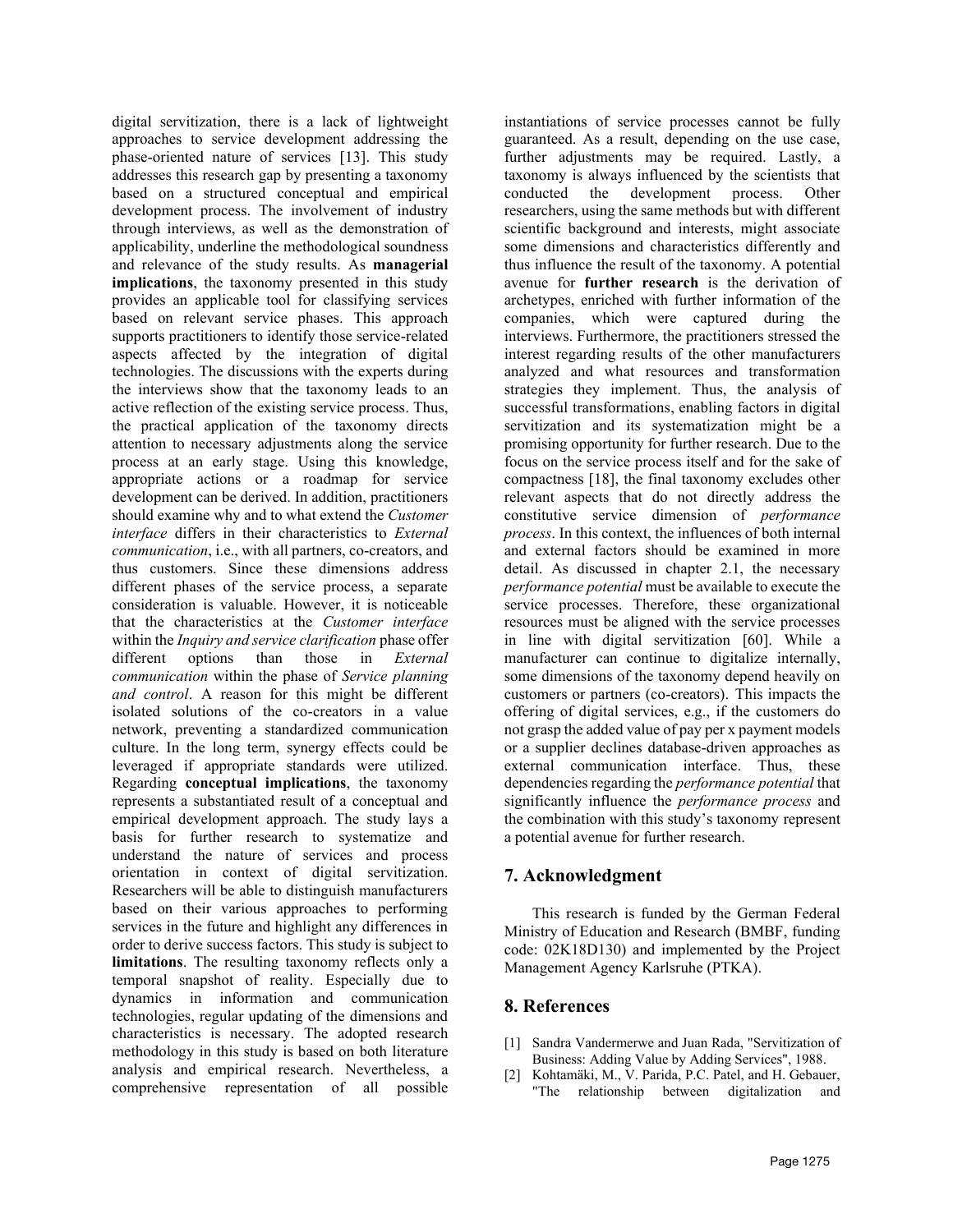digital servitization, there is a lack of lightweight approaches to service development addressing the phase-oriented nature of services [13]. This study addresses this research gap by presenting a taxonomy based on a structured conceptual and empirical development process. The involvement of industry through interviews, as well as the demonstration of applicability, underline the methodological soundness and relevance of the study results. As **managerial implications**, the taxonomy presented in this study provides an applicable tool for classifying services based on relevant service phases. This approach supports practitioners to identify those service-related aspects affected by the integration of digital technologies. The discussions with the experts during the interviews show that the taxonomy leads to an active reflection of the existing service process. Thus, the practical application of the taxonomy directs attention to necessary adjustments along the service process at an early stage. Using this knowledge, appropriate actions or a roadmap for service development can be derived. In addition, practitioners should examine why and to what extend the *Customer interface* differs in their characteristics to *External communication*, i.e., with all partners, co-creators, and thus customers. Since these dimensions address different phases of the service process, a separate consideration is valuable. However, it is noticeable that the characteristics at the *Customer interface* within the *Inquiry and service clarification* phase offer different options than those in *External communication* within the phase of *Service planning and control*. A reason for this might be different isolated solutions of the co-creators in a value network, preventing a standardized communication culture. In the long term, synergy effects could be leveraged if appropriate standards were utilized. Regarding **conceptual implications**, the taxonomy represents a substantiated result of a conceptual and empirical development approach. The study lays a basis for further research to systematize and understand the nature of services and process orientation in context of digital servitization. Researchers will be able to distinguish manufacturers based on their various approaches to performing services in the future and highlight any differences in order to derive success factors. This study is subject to **limitations**. The resulting taxonomy reflects only a temporal snapshot of reality. Especially due to dynamics in information and communication technologies, regular updating of the dimensions and characteristics is necessary. The adopted research methodology in this study is based on both literature analysis and empirical research. Nevertheless, a comprehensive representation of all possible instantiations of service processes cannot be fully guaranteed. As a result, depending on the use case, further adjustments may be required. Lastly, a taxonomy is always influenced by the scientists that conducted the development process. Other researchers, using the same methods but with different scientific background and interests, might associate some dimensions and characteristics differently and thus influence the result of the taxonomy. A potential avenue for **further research** is the derivation of archetypes, enriched with further information of the companies, which were captured during the interviews. Furthermore, the practitioners stressed the interest regarding results of the other manufacturers analyzed and what resources and transformation strategies they implement. Thus, the analysis of successful transformations, enabling factors in digital servitization and its systematization might be a promising opportunity for further research. Due to the focus on the service process itself and for the sake of compactness [18], the final taxonomy excludes other relevant aspects that do not directly address the constitutive service dimension of *performance process*. In this context, the influences of both internal and external factors should be examined in more detail. As discussed in chapter 2.1, the necessary *performance potential* must be available to execute the service processes. Therefore, these organizational resources must be aligned with the service processes in line with digital servitization [60]. While a manufacturer can continue to digitalize internally, some dimensions of the taxonomy depend heavily on customers or partners (co-creators). This impacts the offering of digital services, e.g., if the customers do not grasp the added value of pay per x payment models or a supplier declines database-driven approaches as external communication interface. Thus, these dependencies regarding the *performance potential* that significantly influence the *performance process* and the combination with this study's taxonomy represent a potential avenue for further research.

## 7. Acknowledgment

This research is funded by the German Federal Ministry of Education and Research (BMBF, funding code: 02K18D130) and implemented by the Project Management Agency Karlsruhe (PTKA).

## 8. References

[1] Sandra Vandermerwe and Juan Rada, "Servitization of Business: Adding Value by Adding Services", 1988.

[2] Kohtamäki, M., V. Parida, P.C. Patel, and H. Gebauer, "The relationship between digitalization and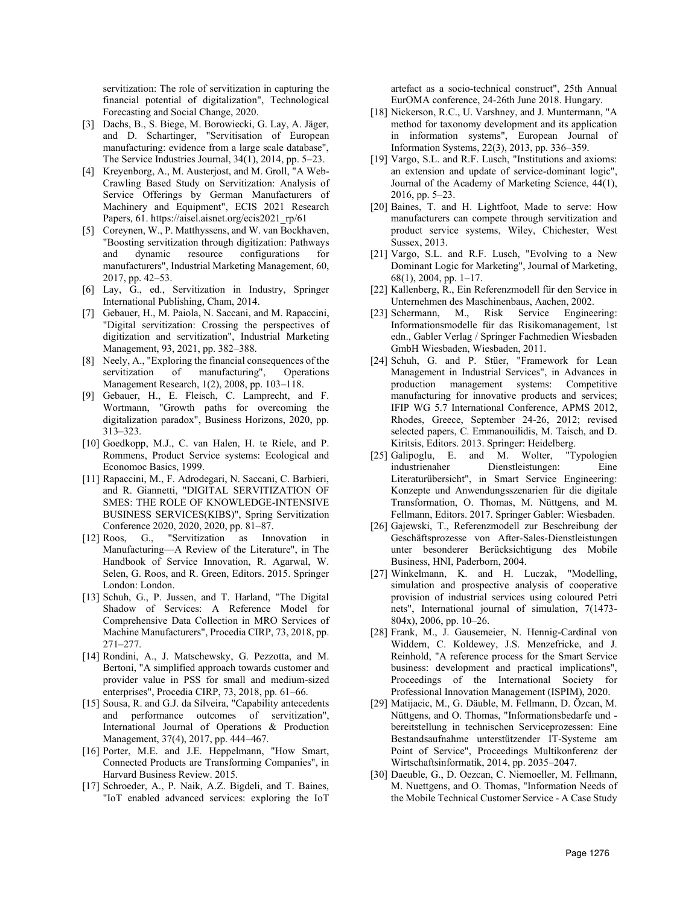servitization: The role of servitization in capturing the financial potential of digitalization", Technological Forecasting and Social Change, 2020.

[3] Dachs, B., S. Biege, M. Borowiecki, G. Lay, A. Jäger, and D. Schartinger, "Servitisation of European manufacturing: evidence from a large scale database", The Service Industries Journal, 34(1), 2014, pp. 5–23.

[4] Kreyenborg, A., M. Austerjost, and M. Groll, "A Web-Crawling Based Study on Servitization: Analysis of Service Offerings by German Manufacturers of Machinery and Equipment", ECIS 2021 Research Papers, 61. https://aisel.aisnet.org/ecis2021_rp/61

[5] Coreynen, W., P. Matthyssens, and W. van Bockhaven, "Boosting servitization through digitization: Pathways and dynamic resource configurations for manufacturers", Industrial Marketing Management, 60, 2017, pp. 42–53.

[6] Lay, G., ed., Servitization in Industry, Springer International Publishing, Cham, 2014.

[7] Gebauer, H., M. Paiola, N. Saccani, and M. Rapaccini, "Digital servitization: Crossing the perspectives of digitization and servitization", Industrial Marketing Management, 93, 2021, pp. 382–388.

[8] Neely, A., "Exploring the financial consequences of the servitization of manufacturing", Operations Management Research, 1(2), 2008, pp. 103–118.

[9] Gebauer, H., E. Fleisch, C. Lamprecht, and F. Wortmann, "Growth paths for overcoming the digitalization paradox", Business Horizons, 2020, pp. 313–323.

[10] Goedkopp, M.J., C. van Halen, H. te Riele, and P. Rommens, Product Service systems: Ecological and Economoc Basics, 1999.

[11] Rapaccini, M., F. Adrodegari, N. Saccani, C. Barbieri, and R. Giannetti, "DIGITAL SERVITIZATION OF SMES: THE ROLE OF KNOWLEDGE-INTENSIVE BUSINESS SERVICES(KIBS)", Spring Servitization Conference 2020, 2020, 2020, pp. 81–87.

[12] Roos, G., "Servitization as Innovation in Manufacturing—A Review of the Literature", in The Handbook of Service Innovation, R. Agarwal, W. Selen, G. Roos, and R. Green, Editors. 2015. Springer London: London.

[13] Schuh, G., P. Jussen, and T. Harland, "The Digital Shadow of Services: A Reference Model for Comprehensive Data Collection in MRO Services of Machine Manufacturers", Procedia CIRP, 73, 2018, pp. 271–277.

[14] Rondini, A., J. Matschewsky, G. Pezzotta, and M. Bertoni, "A simplified approach towards customer and provider value in PSS for small and medium-sized enterprises", Procedia CIRP, 73, 2018, pp. 61–66.

[15] Sousa, R. and G.J. da Silveira, "Capability antecedents and performance outcomes of servitization", International Journal of Operations & Production Management, 37(4), 2017, pp. 444–467.

[16] Porter, M.E. and J.E. Heppelmann, "How Smart, Connected Products are Transforming Companies", in Harvard Business Review. 2015.

[17] Schroeder, A., P. Naik, A.Z. Bigdeli, and T. Baines, "IoT enabled advanced services: exploring the IoT artefact as a socio-technical construct", 25th Annual EurOMA conference, 24-26th June 2018. Hungary.

[18] Nickerson, R.C., U. Varshney, and J. Muntermann, "A method for taxonomy development and its application in information systems", European Journal of Information Systems, 22(3), 2013, pp. 336–359.

[19] Vargo, S.L. and R.F. Lusch, "Institutions and axioms: an extension and update of service-dominant logic", Journal of the Academy of Marketing Science, 44(1), 2016, pp. 5–23.

[20] Baines, T. and H. Lightfoot, Made to serve: How manufacturers can compete through servitization and product service systems, Wiley, Chichester, West Sussex, 2013.

[21] Vargo, S.L. and R.F. Lusch, "Evolving to a New Dominant Logic for Marketing", Journal of Marketing, 68(1), 2004, pp. 1–17.

[22] Kallenberg, R., Ein Referenzmodell für den Service in Unternehmen des Maschinenbaus, Aachen, 2002.

[23] Schermann, M., Risk Service Engineering: Informationsmodelle für das Risikomanagement, 1st edn., Gabler Verlag / Springer Fachmedien Wiesbaden GmbH Wiesbaden, Wiesbaden, 2011.

[24] Schuh, G. and P. Stüer, "Framework for Lean Management in Industrial Services", in Advances in production management systems: Competitive manufacturing for innovative products and services; IFIP WG 5.7 International Conference, APMS 2012, Rhodes, Greece, September 24-26, 2012; revised selected papers, C. Emmanouilidis, M. Taisch, and D. Kiritsis, Editors. 2013. Springer: Heidelberg.

[25] Galipoglu, E. and M. Wolter, "Typologien industrienaher Dienstleistungen: Eine Literaturübersicht", in Smart Service Engineering: Konzepte und Anwendungsszenarien für die digitale Transformation, O. Thomas, M. Nüttgens, and M. Fellmann, Editors. 2017. Springer Gabler: Wiesbaden.

[26] Gajewski, T., Referenzmodell zur Beschreibung der Geschäftsprozesse von After-Sales-Dienstleistungen unter besonderer Berücksichtigung des Mobile Business, HNI, Paderborn, 2004.

[27] Winkelmann, K. and H. Luczak, "Modelling, simulation and prospective analysis of cooperative provision of industrial services using coloured Petri nets", International journal of simulation, 7(1473-804x), 2006, pp. 10–26.

[28] Frank, M., J. Gausemeier, N. Hennig-Cardinal von Widdern, C. Koldewey, J.S. Menzefricke, and J. Reinhold, "A reference process for the Smart Service business: development and practical implications", Proceedings of the International Society for Professional Innovation Management (ISPIM), 2020.

[29] Matijacic, M., G. Däuble, M. Fellmann, D. Özcan, M. Nüttgens, and O. Thomas, "Informationsbedarfe und -bereitstellung in technischen Serviceprozessen: Eine Bestandsaufnahme unterstützender IT-Systeme am Point of Service", Proceedings Multikonferenz der Wirtschaftsinformatik, 2014, pp. 2035–2047.

[30] Daeuble, G., D. Oezcan, C. Niemoeller, M. Fellmann, M. Nuettgens, and O. Thomas, "Information Needs of the Mobile Technical Customer Service - A Case Study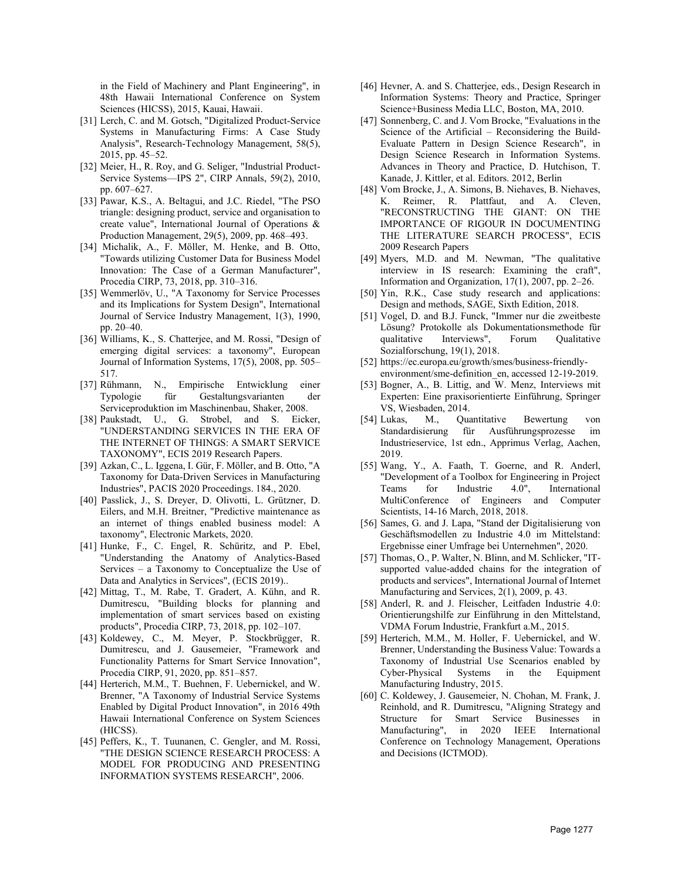in the Field of Machinery and Plant Engineering", in 48th Hawaii International Conference on System Sciences (HICSS), 2015, Kauai, Hawaii.

[31] Lerch, C. and M. Gotsch, "Digitalized Product-Service Systems in Manufacturing Firms: A Case Study Analysis", Research-Technology Management, 58(5), 2015, pp. 45–52.

[32] Meier, H., R. Roy, and G. Seliger, "Industrial Product-Service Systems—IPS 2", CIRP Annals, 59(2), 2010, pp. 607–627.

[33] Pawar, K.S., A. Beltagui, and J.C. Riedel, "The PSO triangle: designing product, service and organisation to create value", International Journal of Operations & Production Management, 29(5), 2009, pp. 468–493.

[34] Michalik, A., F. Möller, M. Henke, and B. Otto, "Towards utilizing Customer Data for Business Model Innovation: The Case of a German Manufacturer", Procedia CIRP, 73, 2018, pp. 310–316.

[35] Wemmerlöv, U., "A Taxonomy for Service Processes and its Implications for System Design", International Journal of Service Industry Management, 1(3), 1990, pp. 20–40.

[36] Williams, K., S. Chatterjee, and M. Rossi, "Design of emerging digital services: a taxonomy", European Journal of Information Systems, 17(5), 2008, pp. 505–517.

[37] Rühmann, N., Empirische Entwicklung einer Typologie für Gestaltungsvarianten der Serviceproduktion im Maschinenbau, Shaker, 2008.

[38] Paukstadt, U., G. Strobel, and S. Eicker, "UNDERSTANDING SERVICES IN THE ERA OF THE INTERNET OF THINGS: A SMART SERVICE TAXONOMY", ECIS 2019 Research Papers.

[39] Azkan, C., L. Iggena, I. Gür, F. Möller, and B. Otto, "A Taxonomy for Data-Driven Services in Manufacturing Industries", PACIS 2020 Proceedings. 184., 2020.

[40] Passlick, J., S. Dreyer, D. Olivotti, L. Grützner, D. Eilers, and M.H. Breitner, "Predictive maintenance as an internet of things enabled business model: A taxonomy", Electronic Markets, 2020.

[41] Hunke, F., C. Engel, R. Schüritz, and P. Ebel, "Understanding the Anatomy of Analytics-Based Services – a Taxonomy to Conceptualize the Use of Data and Analytics in Services", (ECIS 2019)..

[42] Mittag, T., M. Rabe, T. Gradert, A. Kühn, and R. Dumitrescu, "Building blocks for planning and implementation of smart services based on existing products", Procedia CIRP, 73, 2018, pp. 102–107.

[43] Koldewey, C., M. Meyer, P. Stockbrügger, R. Dumitrescu, and J. Gausemeier, "Framework and Functionality Patterns for Smart Service Innovation", Procedia CIRP, 91, 2020, pp. 851–857.

[44] Herterich, M.M., T. Buehnen, F. Uebernickel, and W. Brenner, "A Taxonomy of Industrial Service Systems Enabled by Digital Product Innovation", in 2016 49th Hawaii International Conference on System Sciences (HICSS).

[45] Peffers, K., T. Tuunanen, C. Gengler, and M. Rossi, "THE DESIGN SCIENCE RESEARCH PROCESS: A MODEL FOR PRODUCING AND PRESENTING INFORMATION SYSTEMS RESEARCH", 2006.

[46] Hevner, A. and S. Chatterjee, eds., Design Research in Information Systems: Theory and Practice, Springer Science+Business Media LLC, Boston, MA, 2010.

[47] Sonnenberg, C. and J. Vom Brocke, "Evaluations in the Science of the Artificial – Reconsidering the Build-Evaluate Pattern in Design Science Research", in Design Science Research in Information Systems. Advances in Theory and Practice, D. Hutchison, T. Kanade, J. Kittler, et al. Editors. 2012, Berlin

[48] Vom Brocke, J., A. Simons, B. Niehaves, B. Niehaves, K. Reimer, R. Plattfaut, and A. Cleven, "RECONSTRUCTING THE GIANT: ON THE IMPORTANCE OF RIGOUR IN DOCUMENTING THE LITERATURE SEARCH PROCESS", ECIS 2009 Research Papers

[49] Myers, M.D. and M. Newman, "The qualitative interview in IS research: Examining the craft", Information and Organization, 17(1), 2007, pp. 2–26.

[50] Yin, R.K., Case study research and applications: Design and methods, SAGE, Sixth Edition, 2018.

[51] Vogel, D. and B.J. Funck, "Immer nur die zweitbeste Lösung? Protokolle als Dokumentationsmethode für qualitative Interviews", Forum Qualitative Sozialforschung, 19(1), 2018.

[52] https://ec.europa.eu/growth/smes/business-friendly-environment/sme-definition_en, accessed 12-19-2019.

[53] Bogner, A., B. Littig, and W. Menz, Interviews mit Experten: Eine praxisorientierte Einführung, Springer VS, Wiesbaden, 2014.

[54] Lukas, M., Quantitative Bewertung von Standardisierung für Ausführungsprozesse im Industrieservice, 1st edn., Apprimus Verlag, Aachen, 2019.

[55] Wang, Y., A. Faath, T. Goerne, and R. Anderl, "Development of a Toolbox for Engineering in Project Teams for Industrie 4.0", International MultiConference of Engineers and Computer Scientists, 14-16 March, 2018, 2018.

[56] Sames, G. and J. Lapa, "Stand der Digitalisierung von Geschäftsmodellen zu Industrie 4.0 im Mittelstand: Ergebnisse einer Umfrage bei Unternehmen", 2020.

[57] Thomas, O., P. Walter, N. Blinn, and M. Schlicker, "IT-supported value-added chains for the integration of products and services", International Journal of Internet Manufacturing and Services, 2(1), 2009, p. 43.

[58] Anderl, R. and J. Fleischer, Leitfaden Industrie 4.0: Orientierungshilfe zur Einführung in den Mittelstand, VDMA Forum Industrie, Frankfurt a.M., 2015.

[59] Herterich, M.M., M. Holler, F. Uebernickel, and W. Brenner, Understanding the Business Value: Towards a Taxonomy of Industrial Use Scenarios enabled by Cyber-Physical Systems in the Equipment Manufacturing Industry, 2015.

[60] C. Koldewey, J. Gausemeier, N. Chohan, M. Frank, J. Reinhold, and R. Dumitrescu, "Aligning Strategy and Structure for Smart Service Businesses in Manufacturing", in 2020 IEEE International Conference on Technology Management, Operations and Decisions (ICTMOD).